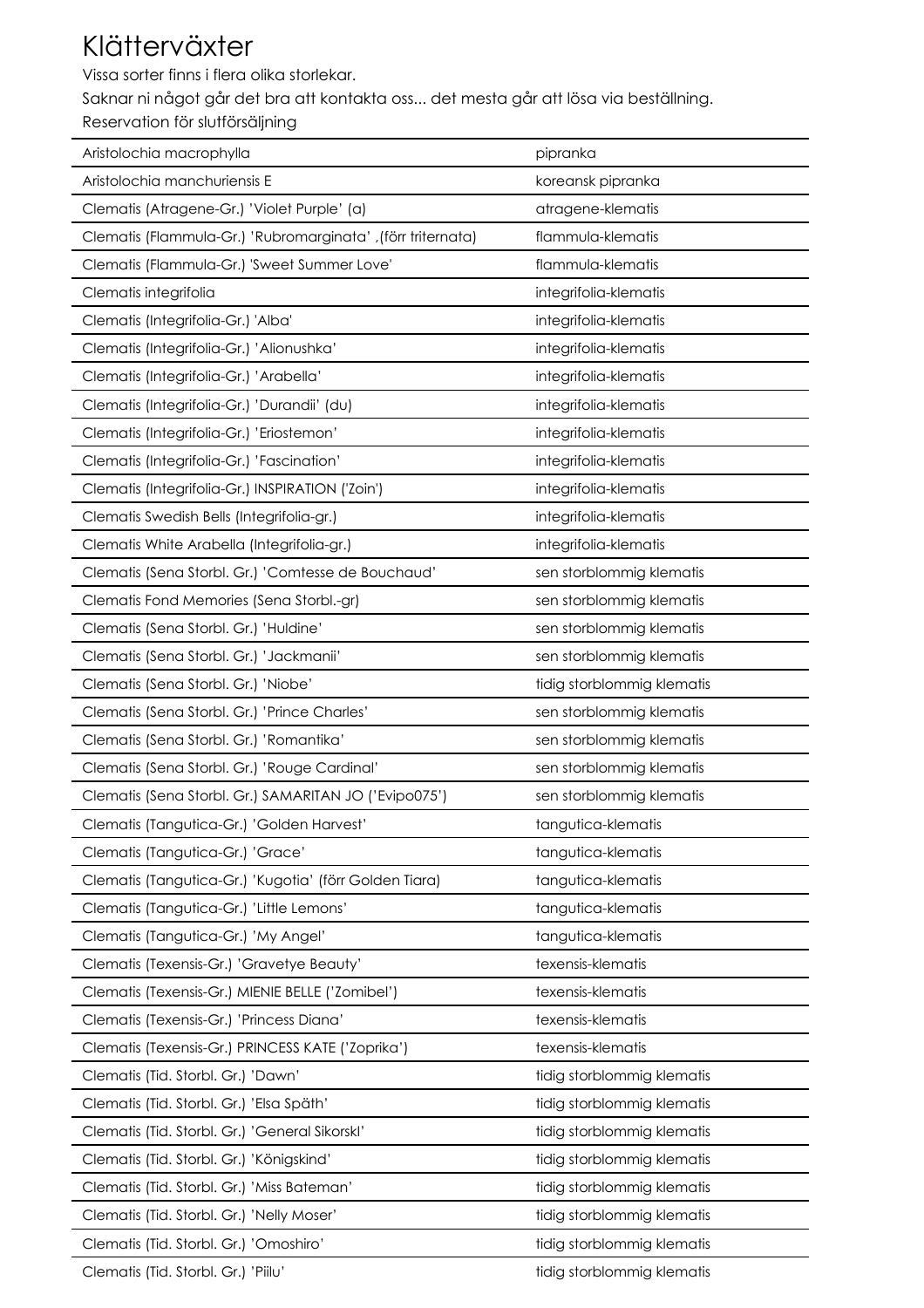# Klätterväxter

Vissa sorter finns i flera olika storlekar.

Saknar ni något går det bra att kontakta oss... det mesta går att lösa via beställning.

Reservation för slutförsäljning

| | |
|---|---|
| Aristolochia macrophylla | pipranka |
| Aristolochia manchuriensis E | koreansk pipranka |
| Clematis (Atragene-Gr.) 'Violet Purple' (a) | atragene-klematis |
| Clematis (Flammula-Gr.) 'Rubromarginata' ,(förr triternata) | flammula-klematis |
| Clematis (Flammula-Gr.) 'Sweet Summer Love' | flammula-klematis |
| Clematis integrifolia | integrifolia-klematis |
| Clematis (Integrifolia-Gr.) 'Alba' | integrifolia-klematis |
| Clematis (Integrifolia-Gr.) 'Alionushka' | integrifolia-klematis |
| Clematis (Integrifolia-Gr.) 'Arabella' | integrifolia-klematis |
| Clematis (Integrifolia-Gr.) 'Durandii' (du) | integrifolia-klematis |
| Clematis (Integrifolia-Gr.) 'Eriostemon' | integrifolia-klematis |
| Clematis (Integrifolia-Gr.) 'Fascination' | integrifolia-klematis |
| Clematis (Integrifolia-Gr.) INSPIRATION ('Zoin') | integrifolia-klematis |
| Clematis Swedish Bells (Integrifolia-gr.) | integrifolia-klematis |
| Clematis White Arabella (Integrifolia-gr.) | integrifolia-klematis |
| Clematis (Sena Storbl. Gr.) 'Comtesse de Bouchaud' | sen storblommig klematis |
| Clematis Fond Memories (Sena Storbl.-gr) | sen storblommig klematis |
| Clematis (Sena Storbl. Gr.) 'Huldine' | sen storblommig klematis |
| Clematis (Sena Storbl. Gr.) 'Jackmanii' | sen storblommig klematis |
| Clematis (Sena Storbl. Gr.) 'Niobe' | tidig storblommig klematis |
| Clematis (Sena Storbl. Gr.) 'Prince Charles' | sen storblommig klematis |
| Clematis (Sena Storbl. Gr.) 'Romantika' | sen storblommig klematis |
| Clematis (Sena Storbl. Gr.) 'Rouge Cardinal' | sen storblommig klematis |
| Clematis (Sena Storbl. Gr.) SAMARITAN JO ('Evipo075') | sen storblommig klematis |
| Clematis (Tangutica-Gr.) 'Golden Harvest' | tangutica-klematis |
| Clematis (Tangutica-Gr.) 'Grace' | tangutica-klematis |
| Clematis (Tangutica-Gr.) 'Kugotia' (förr Golden Tiara) | tangutica-klematis |
| Clematis (Tangutica-Gr.) 'Little Lemons' | tangutica-klematis |
| Clematis (Tangutica-Gr.) 'My Angel' | tangutica-klematis |
| Clematis (Texensis-Gr.) 'Gravetye Beauty' | texensis-klematis |
| Clematis (Texensis-Gr.) MIENIE BELLE ('Zomibel') | texensis-klematis |
| Clematis (Texensis-Gr.) 'Princess Diana' | texensis-klematis |
| Clematis (Texensis-Gr.) PRINCESS KATE ('Zoprika') | texensis-klematis |
| Clematis (Tid. Storbl. Gr.) 'Dawn' | tidig storblommig klematis |
| Clematis (Tid. Storbl. Gr.) 'Elsa Späth' | tidig storblommig klematis |
| Clematis (Tid. Storbl. Gr.) 'General Sikorskl' | tidig storblommig klematis |
| Clematis (Tid. Storbl. Gr.) 'Königskind' | tidig storblommig klematis |
| Clematis (Tid. Storbl. Gr.) 'Miss Bateman' | tidig storblommig klematis |
| Clematis (Tid. Storbl. Gr.) 'Nelly Moser' | tidig storblommig klematis |
| Clematis (Tid. Storbl. Gr.) 'Omoshiro' | tidig storblommig klematis |
| Clematis (Tid. Storbl. Gr.) 'Piilu' | tidig storblommig klematis |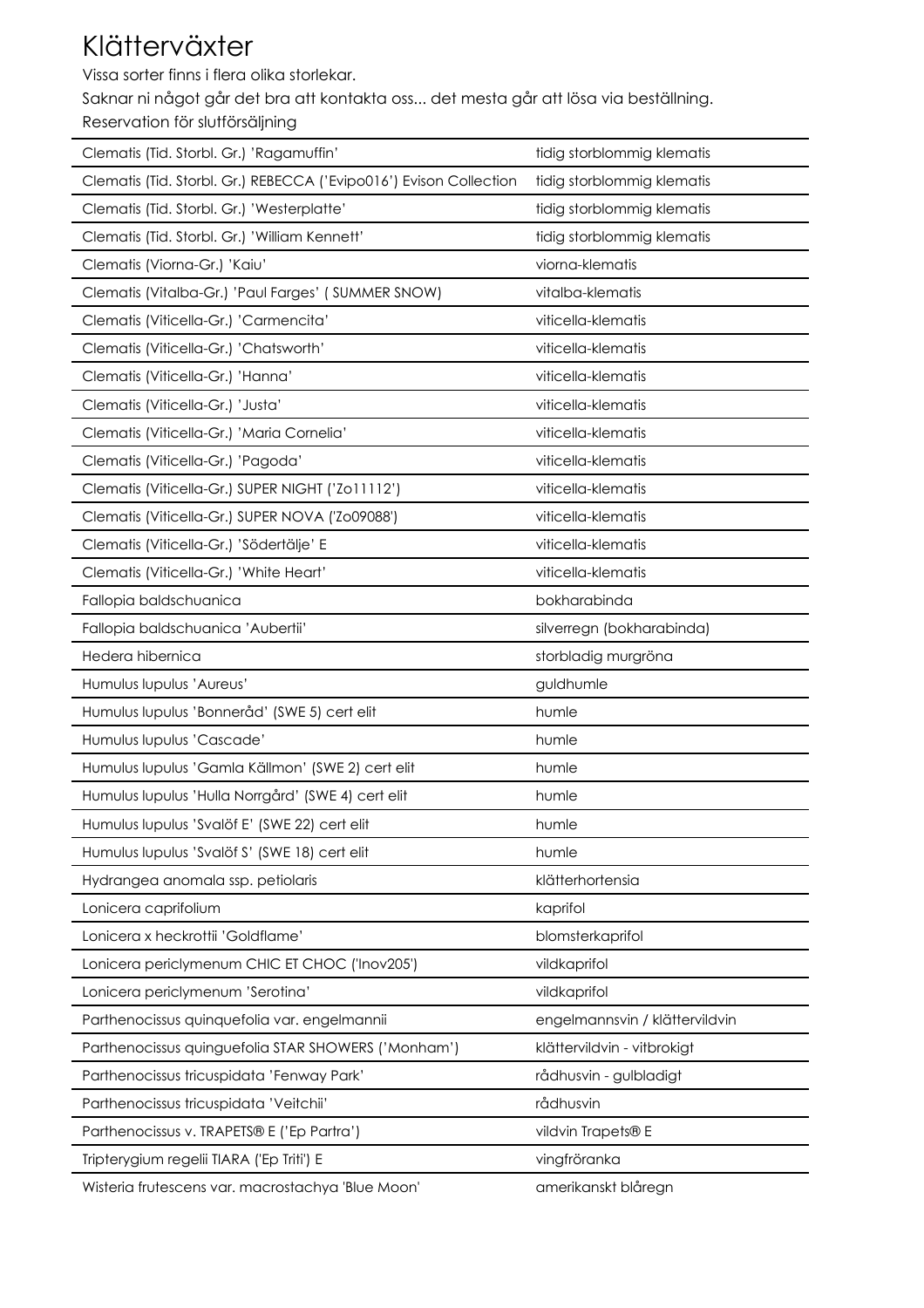# Klätterväxter

Vissa sorter finns i flera olika storlekar.

Saknar ni något går det bra att kontakta oss... det mesta går att lösa via beställning.

Reservation för slutförsäljning

| | |
|---|---|
| Clematis (Tid. Storbl. Gr.) 'Ragamuffin' | tidig storblommig klematis |
| Clematis (Tid. Storbl. Gr.) REBECCA ('Evipo016') Evison Collection | tidig storblommig klematis |
| Clematis (Tid. Storbl. Gr.) 'Westerplatte' | tidig storblommig klematis |
| Clematis (Tid. Storbl. Gr.) 'William Kennett' | tidig storblommig klematis |
| Clematis (Viorna-Gr.) 'Kaiu' | viorna-klematis |
| Clematis (Vitalba-Gr.) 'Paul Farges' ( SUMMER SNOW) | vitalba-klematis |
| Clematis (Viticella-Gr.) 'Carmencita' | viticella-klematis |
| Clematis (Viticella-Gr.) 'Chatsworth' | viticella-klematis |
| Clematis (Viticella-Gr.) 'Hanna' | viticella-klematis |
| Clematis (Viticella-Gr.) 'Justa' | viticella-klematis |
| Clematis (Viticella-Gr.) 'Maria Cornelia' | viticella-klematis |
| Clematis (Viticella-Gr.) 'Pagoda' | viticella-klematis |
| Clematis (Viticella-Gr.) SUPER NIGHT ('Zo11112') | viticella-klematis |
| Clematis (Viticella-Gr.) SUPER NOVA ('Zo09088') | viticella-klematis |
| Clematis (Viticella-Gr.) 'Södertälje' E | viticella-klematis |
| Clematis (Viticella-Gr.) 'White Heart' | viticella-klematis |
| Fallopia baldschuanica | bokharabinda |
| Fallopia baldschuanica 'Aubertii' | silverregn (bokharabinda) |
| Hedera hibernica | storbladig murgröna |
| Humulus lupulus 'Aureus' | guldhumle |
| Humulus lupulus 'Bonneråd' (SWE 5) cert elit | humle |
| Humulus lupulus 'Cascade' | humle |
| Humulus lupulus 'Gamla Källmon' (SWE 2) cert elit | humle |
| Humulus lupulus 'Hulla Norrgård' (SWE 4) cert elit | humle |
| Humulus lupulus 'Svalöf E' (SWE 22) cert elit | humle |
| Humulus lupulus 'Svalöf S' (SWE 18) cert elit | humle |
| Hydrangea anomala ssp. petiolaris | klätterhortensia |
| Lonicera caprifolium | kaprifol |
| Lonicera x heckrottii 'Goldflame' | blomsterkaprifol |
| Lonicera periclymenum CHIC ET CHOC ('Inov205') | vildkaprifol |
| Lonicera periclymenum 'Serotina' | vildkaprifol |
| Parthenocissus quinquefolia var. engelmannii | engelmannsvin / klättervildvin |
| Parthenocissus quinguefolia STAR SHOWERS ('Monham') | klättervildvin - vitbrokigt |
| Parthenocissus tricuspidata 'Fenway Park' | rådhusvin - gulbladigt |
| Parthenocissus tricuspidata 'Veitchii' | rådhusvin |
| Parthenocissus v. TRAPETS® E ('Ep Partra') | vildvin Trapets® E |
| Tripterygium regelii TIARA ('Ep Triti') E | vingfröranka |
| Wisteria frutescens var. macrostachya 'Blue Moon' | amerikanskt blåregn |